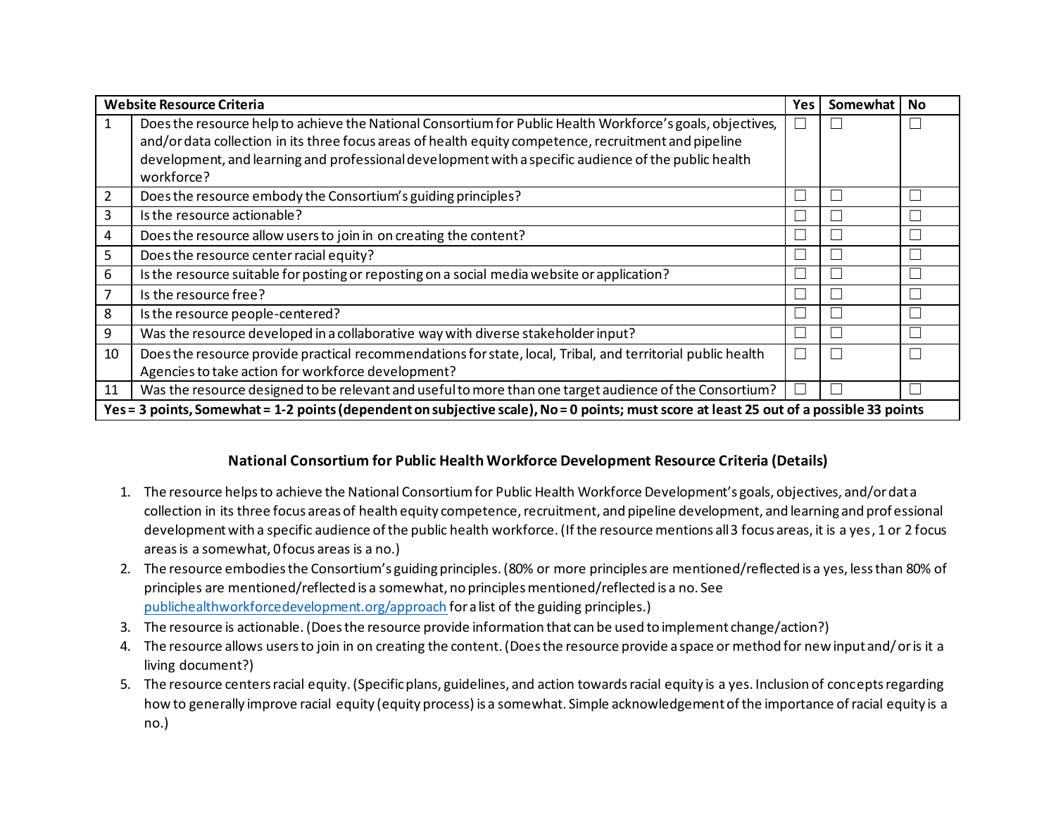| Website Resource Criteria | | Yes | Somewhat | No |
|---|---|---|---|---|
| 1 | Does the resource help to achieve the National Consortium for Public Health Workforce's goals, objectives, and/or data collection in its three focus areas of health equity competence, recruitment and pipeline development, and learning and professional development with a specific audience of the public health workforce? | ☐ | ☐ | ☐ |
| 2 | Does the resource embody the Consortium's guiding principles? | ☐ | ☐ | ☐ |
| 3 | Is the resource actionable? | ☐ | ☐ | ☐ |
| 4 | Does the resource allow users to join in on creating the content? | ☐ | ☐ | ☐ |
| 5 | Does the resource center racial equity? | ☐ | ☐ | ☐ |
| 6 | Is the resource suitable for posting or reposting on a social media website or application? | ☐ | ☐ | ☐ |
| 7 | Is the resource free? | ☐ | ☐ | ☐ |
| 8 | Is the resource people-centered? | ☐ | ☐ | ☐ |
| 9 | Was the resource developed in a collaborative way with diverse stakeholder input? | ☐ | ☐ | ☐ |
| 10 | Does the resource provide practical recommendations for state, local, Tribal, and territorial public health Agencies to take action for workforce development? | ☐ | ☐ | ☐ |
| 11 | Was the resource designed to be relevant and useful to more than one target audience of the Consortium? | ☐ | ☐ | ☐ |
| **Yes = 3 points, Somewhat = 1-2 points (dependent on subjective scale), No = 0 points; must score at least 25 out of a possible 33 points** | | | | |

### National Consortium for Public Health Workforce Development Resource Criteria (Details)

1. The resource helps to achieve the National Consortium for Public Health Workforce Development's goals, objectives, and/or data collection in its three focus areas of health equity competence, recruitment, and pipeline development, and learning and professional development with a specific audience of the public health workforce. (If the resource mentions all 3 focus areas, it is a yes, 1 or 2 focus areas is a somewhat, 0 focus areas is a no.)
2. The resource embodies the Consortium's guiding principles. (80% or more principles are mentioned/reflected is a yes, less than 80% of principles are mentioned/reflected is a somewhat, no principles mentioned/reflected is a no. See publichealthworkforcedevelopment.org/approach for a list of the guiding principles.)
3. The resource is actionable. (Does the resource provide information that can be used to implement change/action?)
4. The resource allows users to join in on creating the content. (Does the resource provide a space or method for new input and/or is it a living document?)
5. The resource centers racial equity. (Specific plans, guidelines, and action towards racial equity is a yes. Inclusion of concepts regarding how to generally improve racial equity (equity process) is a somewhat. Simple acknowledgement of the importance of racial equity is a no.)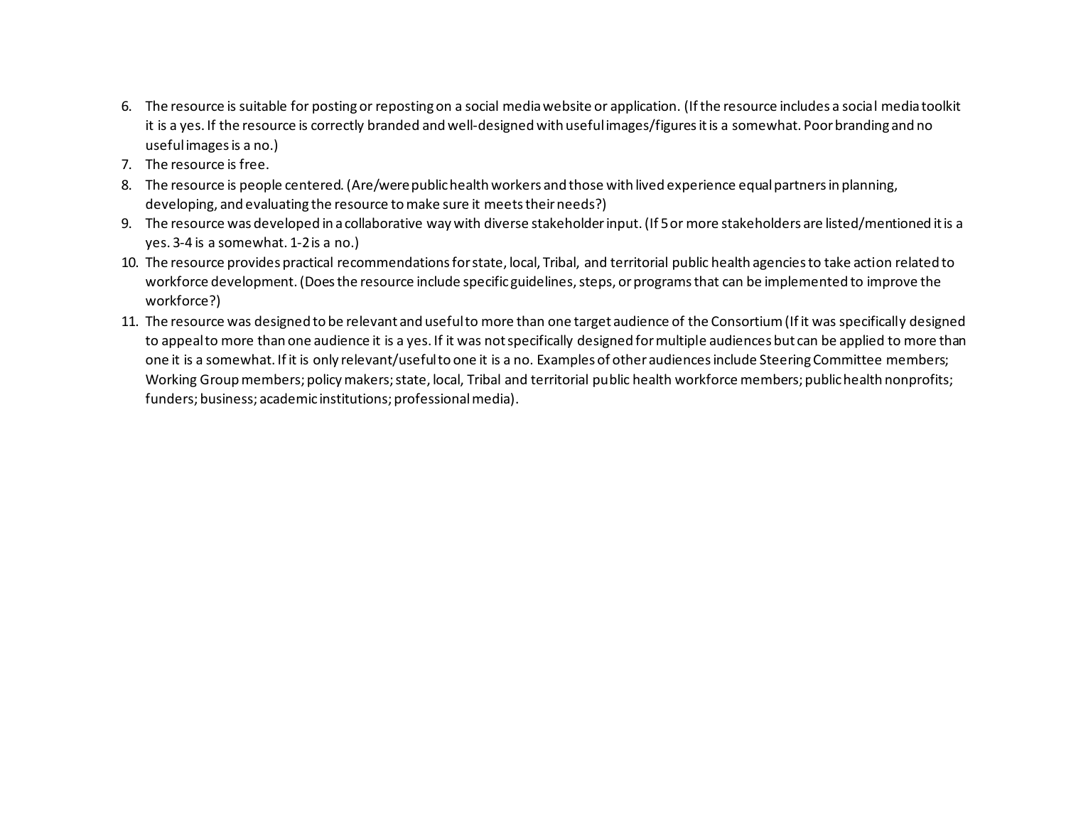6. The resource is suitable for posting or reposting on a social media website or application. (If the resource includes a social media toolkit it is a yes. If the resource is correctly branded and well-designed with useful images/figures it is a somewhat. Poor branding and no useful images is a no.)
7. The resource is free.
8. The resource is people centered. (Are/were public health workers and those with lived experience equal partners in planning, developing, and evaluating the resource to make sure it meets their needs?)
9. The resource was developed in a collaborative way with diverse stakeholder input. (If 5 or more stakeholders are listed/mentioned it is a yes. 3-4 is a somewhat. 1-2 is a no.)
10. The resource provides practical recommendations for state, local, Tribal, and territorial public health agencies to take action related to workforce development. (Does the resource include specific guidelines, steps, or programs that can be implemented to improve the workforce?)
11. The resource was designed to be relevant and useful to more than one target audience of the Consortium (If it was specifically designed to appeal to more than one audience it is a yes. If it was not specifically designed for multiple audiences but can be applied to more than one it is a somewhat. If it is only relevant/useful to one it is a no. Examples of other audiences include Steering Committee members; Working Group members; policy makers; state, local, Tribal and territorial public health workforce members; public health nonprofits; funders; business; academic institutions; professional media).